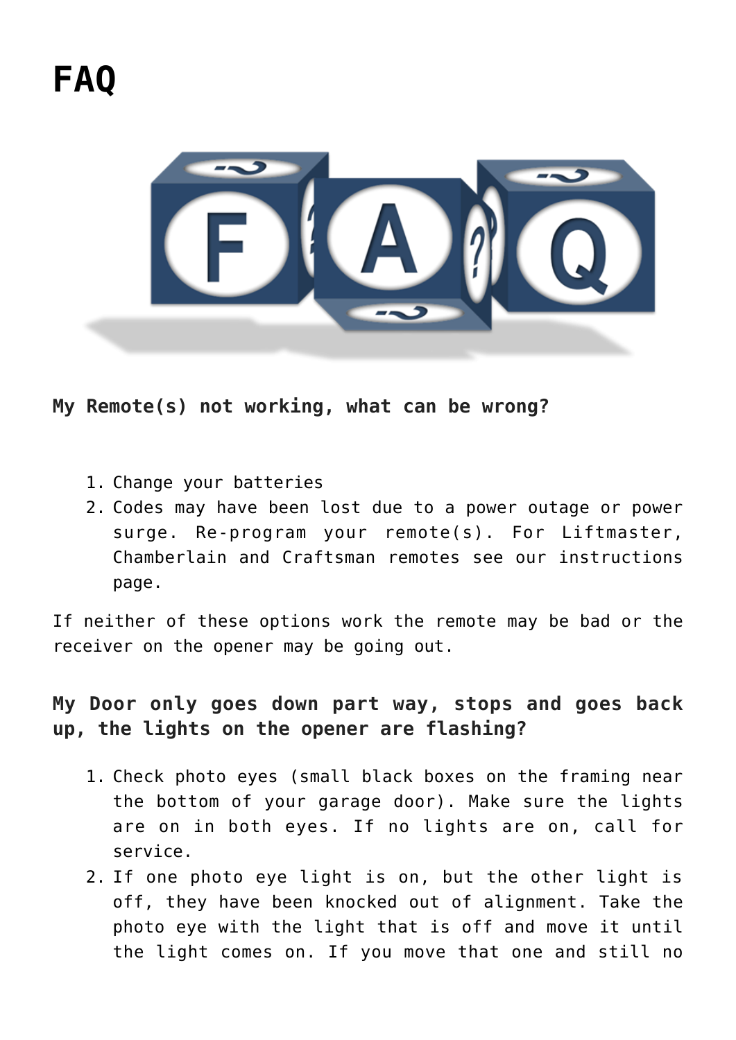# FAQ

### My Remote(s) not working, what can be wrong?

1. Change your batteries
2. Codes may have been lost due to a power outage or power surge. Re-program your remote(s). For Liftmaster, Chamberlain and Craftsman remotes see our instructions page.

If neither of these options work the remote may be bad or the receiver on the opener may be going out.

### My Door only goes down part way, stops and goes back up, the lights on the opener are flashing?

1. Check photo eyes (small black boxes on the framing near the bottom of your garage door). Make sure the lights are on in both eyes. If no lights are on, call for service.
2. If one photo eye light is on, but the other light is off, they have been knocked out of alignment. Take the photo eye with the light that is off and move it until the light comes on. If you move that one and still no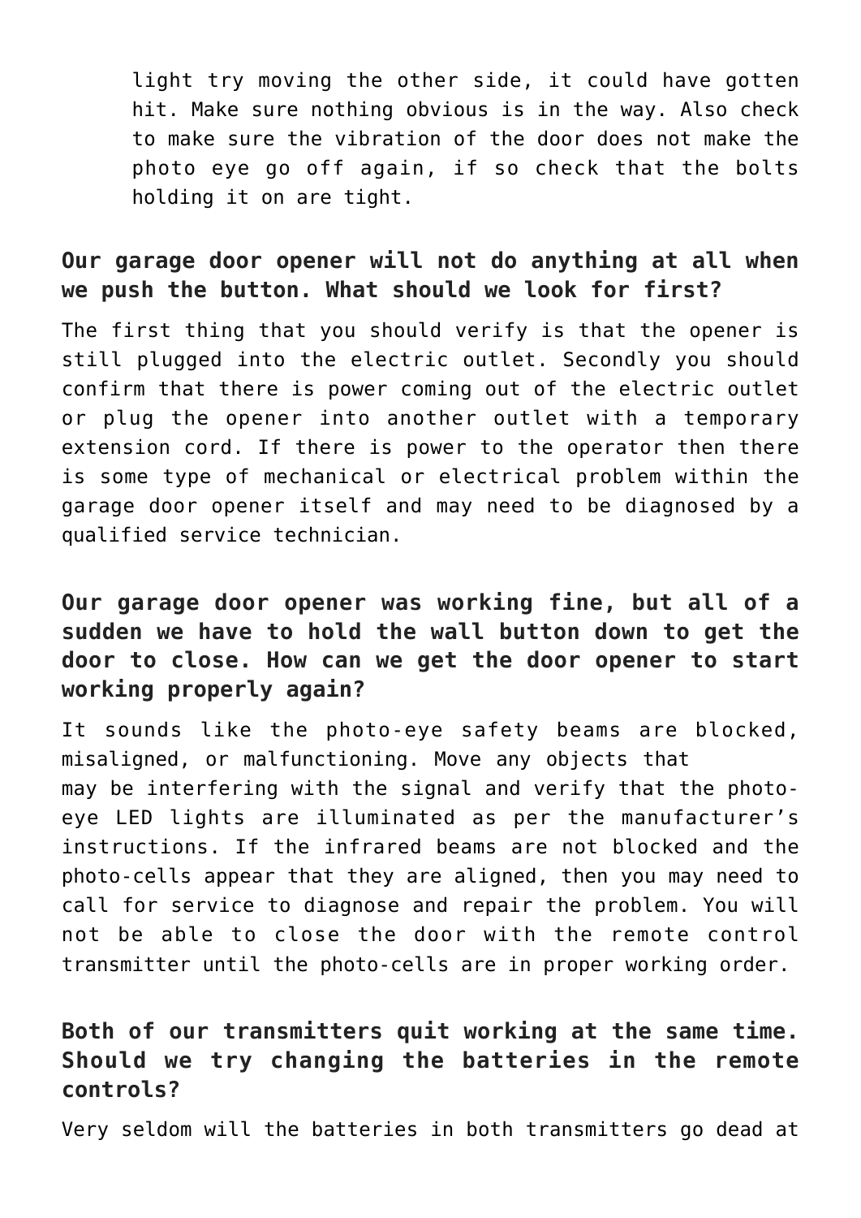light try moving the other side, it could have gotten hit. Make sure nothing obvious is in the way. Also check to make sure the vibration of the door does not make the photo eye go off again, if so check that the bolts holding it on are tight.

### Our garage door opener will not do anything at all when we push the button. What should we look for first?

The first thing that you should verify is that the opener is still plugged into the electric outlet. Secondly you should confirm that there is power coming out of the electric outlet or plug the opener into another outlet with a temporary extension cord. If there is power to the operator then there is some type of mechanical or electrical problem within the garage door opener itself and may need to be diagnosed by a qualified service technician.

### Our garage door opener was working fine, but all of a sudden we have to hold the wall button down to get the door to close. How can we get the door opener to start working properly again?

It sounds like the photo-eye safety beams are blocked, misaligned, or malfunctioning. Move any objects that may be interfering with the signal and verify that the photo-eye LED lights are illuminated as per the manufacturer's instructions. If the infrared beams are not blocked and the photo-cells appear that they are aligned, then you may need to call for service to diagnose and repair the problem. You will not be able to close the door with the remote control transmitter until the photo-cells are in proper working order.

### Both of our transmitters quit working at the same time. Should we try changing the batteries in the remote controls?

Very seldom will the batteries in both transmitters go dead at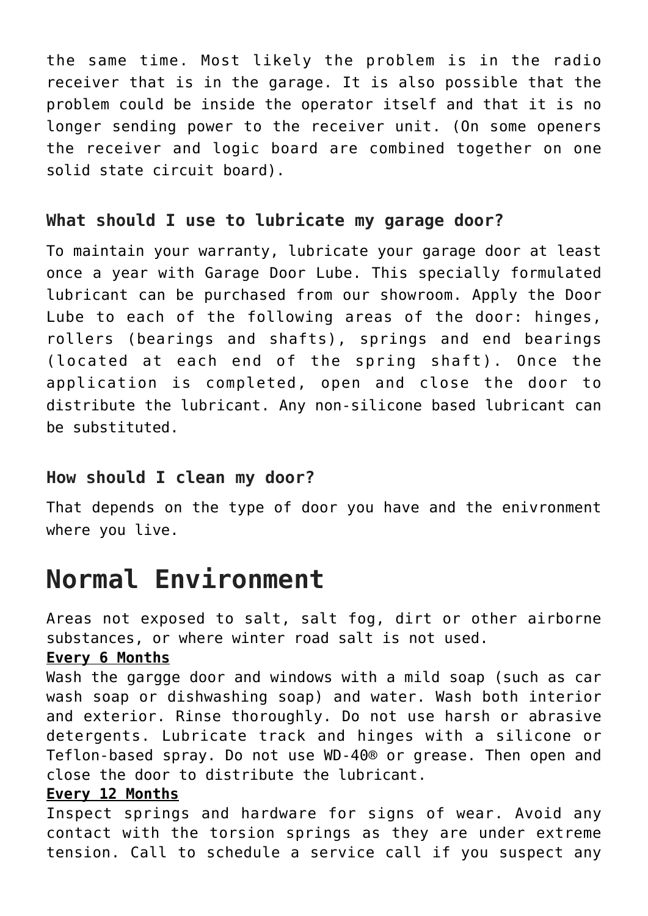the same time. Most likely the problem is in the radio receiver that is in the garage. It is also possible that the problem could be inside the operator itself and that it is no longer sending power to the receiver unit. (On some openers the receiver and logic board are combined together on one solid state circuit board).

### What should I use to lubricate my garage door?

To maintain your warranty, lubricate your garage door at least once a year with Garage Door Lube. This specially formulated lubricant can be purchased from our showroom. Apply the Door Lube to each of the following areas of the door: hinges, rollers (bearings and shafts), springs and end bearings (located at each end of the spring shaft). Once the application is completed, open and close the door to distribute the lubricant. Any non-silicone based lubricant can be substituted.

### How should I clean my door?

That depends on the type of door you have and the enivronment where you live.

# Normal Environment

Areas not exposed to salt, salt fog, dirt or other airborne substances, or where winter road salt is not used.

**Every 6 Months**

Wash the gargge door and windows with a mild soap (such as car wash soap or dishwashing soap) and water. Wash both interior and exterior. Rinse thoroughly. Do not use harsh or abrasive detergents. Lubricate track and hinges with a silicone or Teflon-based spray. Do not use WD-40® or grease. Then open and close the door to distribute the lubricant.

**Every 12 Months**

Inspect springs and hardware for signs of wear. Avoid any contact with the torsion springs as they are under extreme tension. Call to schedule a service call if you suspect any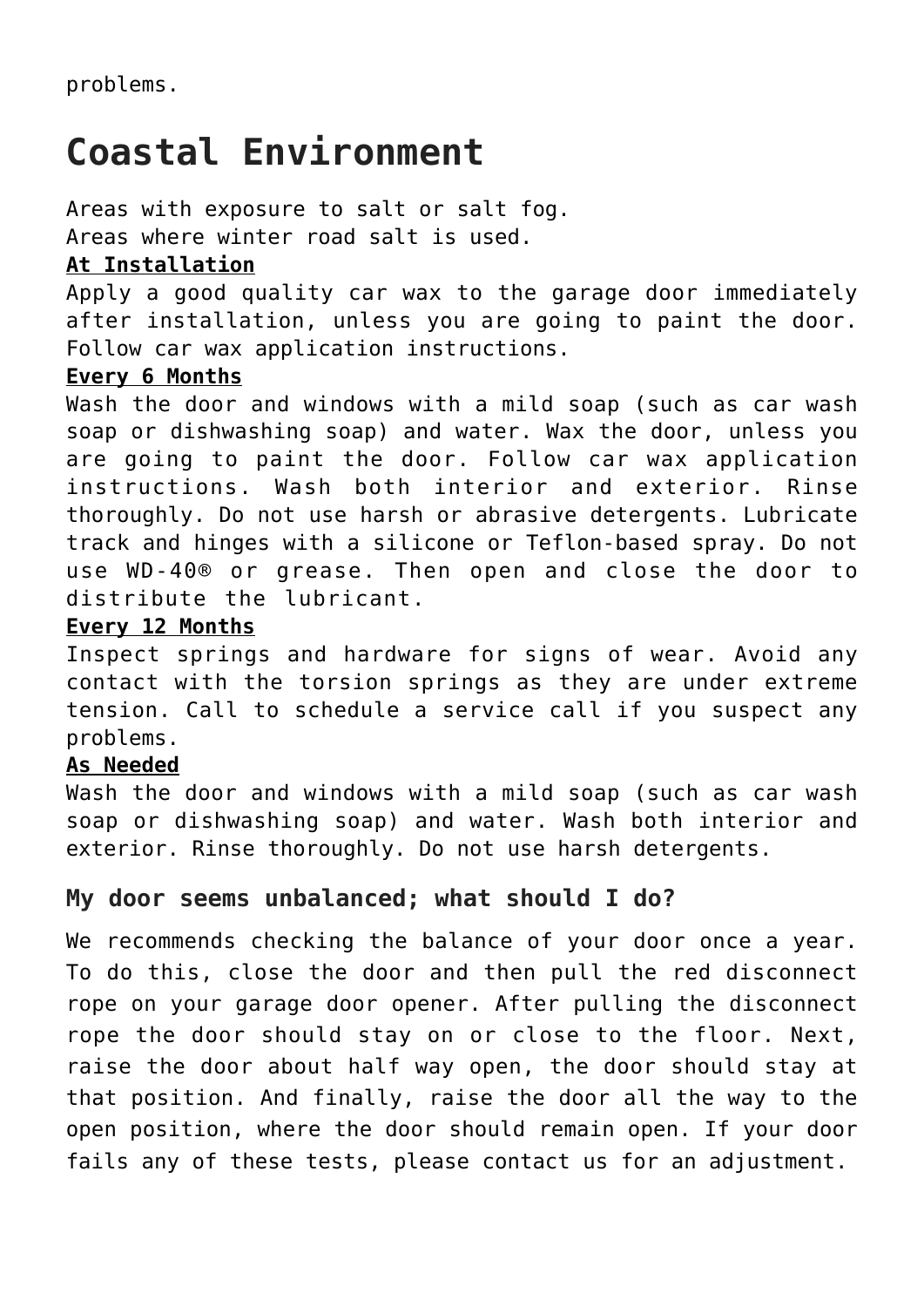problems.

# Coastal Environment

Areas with exposure to salt or salt fog.
Areas where winter road salt is used.

**At Installation**

Apply a good quality car wax to the garage door immediately after installation, unless you are going to paint the door. Follow car wax application instructions.

**Every 6 Months**

Wash the door and windows with a mild soap (such as car wash soap or dishwashing soap) and water. Wax the door, unless you are going to paint the door. Follow car wax application instructions. Wash both interior and exterior. Rinse thoroughly. Do not use harsh or abrasive detergents. Lubricate track and hinges with a silicone or Teflon-based spray. Do not use WD-40® or grease. Then open and close the door to distribute the lubricant.

**Every 12 Months**

Inspect springs and hardware for signs of wear. Avoid any contact with the torsion springs as they are under extreme tension. Call to schedule a service call if you suspect any problems.

**As Needed**

Wash the door and windows with a mild soap (such as car wash soap or dishwashing soap) and water. Wash both interior and exterior. Rinse thoroughly. Do not use harsh detergents.

### My door seems unbalanced; what should I do?

We recommends checking the balance of your door once a year. To do this, close the door and then pull the red disconnect rope on your garage door opener. After pulling the disconnect rope the door should stay on or close to the floor. Next, raise the door about half way open, the door should stay at that position. And finally, raise the door all the way to the open position, where the door should remain open. If your door fails any of these tests, please contact us for an adjustment.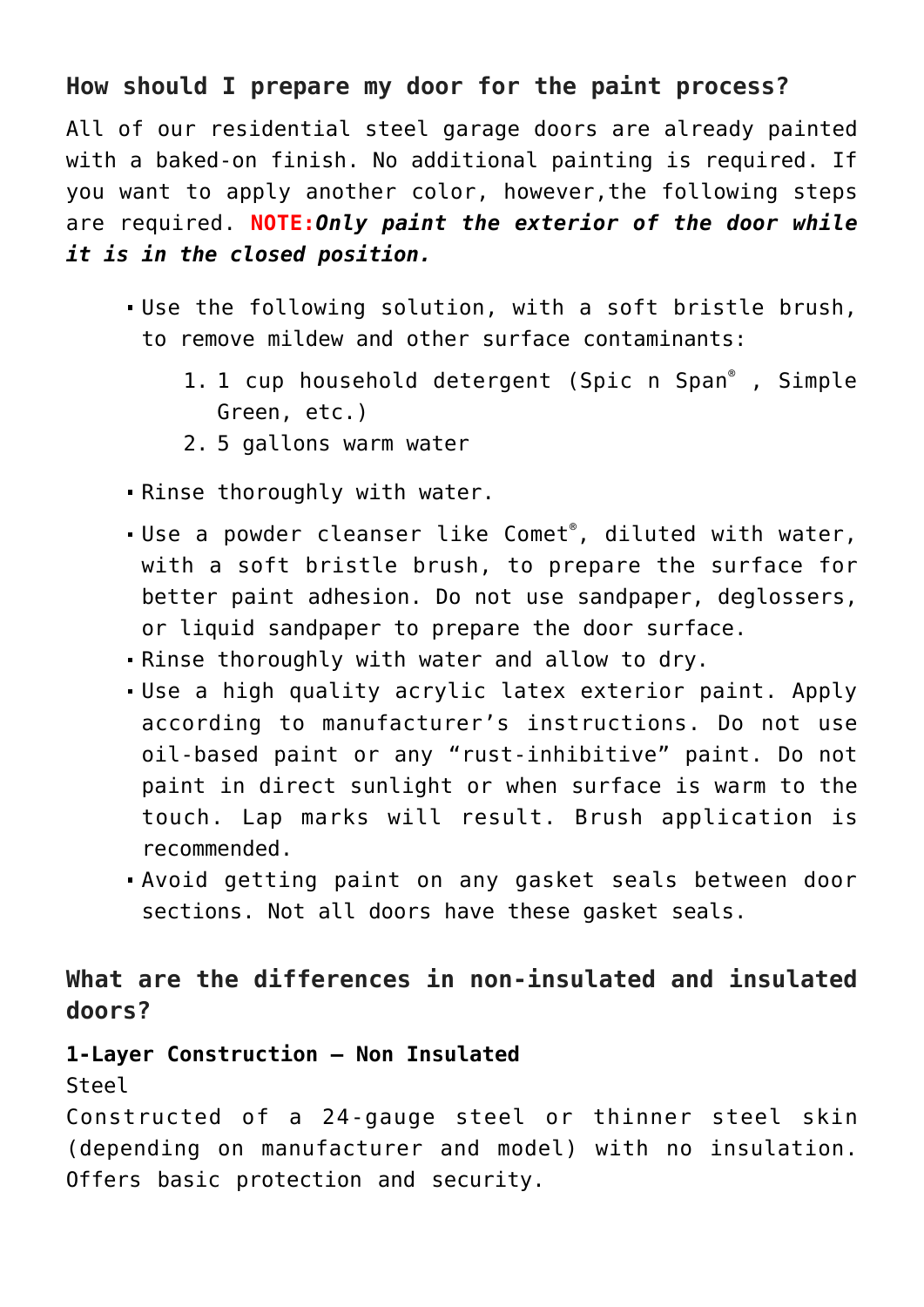### How should I prepare my door for the paint process?

All of our residential steel garage doors are already painted with a baked-on finish. No additional painting is required. If you want to apply another color, however,the following steps are required. **NOTE:*****Only paint the exterior of the door while it is in the closed position.***

- Use the following solution, with a soft bristle brush, to remove mildew and other surface contaminants:
    1. 1 cup household detergent (Spic n Span® , Simple Green, etc.)
    2. 5 gallons warm water
- Rinse thoroughly with water.
- Use a powder cleanser like Comet®, diluted with water, with a soft bristle brush, to prepare the surface for better paint adhesion. Do not use sandpaper, deglossers, or liquid sandpaper to prepare the door surface.
- Rinse thoroughly with water and allow to dry.
- Use a high quality acrylic latex exterior paint. Apply according to manufacturer's instructions. Do not use oil-based paint or any "rust-inhibitive" paint. Do not paint in direct sunlight or when surface is warm to the touch. Lap marks will result. Brush application is recommended.
- Avoid getting paint on any gasket seals between door sections. Not all doors have these gasket seals.

### What are the differences in non-insulated and insulated doors?

**1-Layer Construction – Non Insulated**
Steel
Constructed of a 24-gauge steel or thinner steel skin (depending on manufacturer and model) with no insulation. Offers basic protection and security.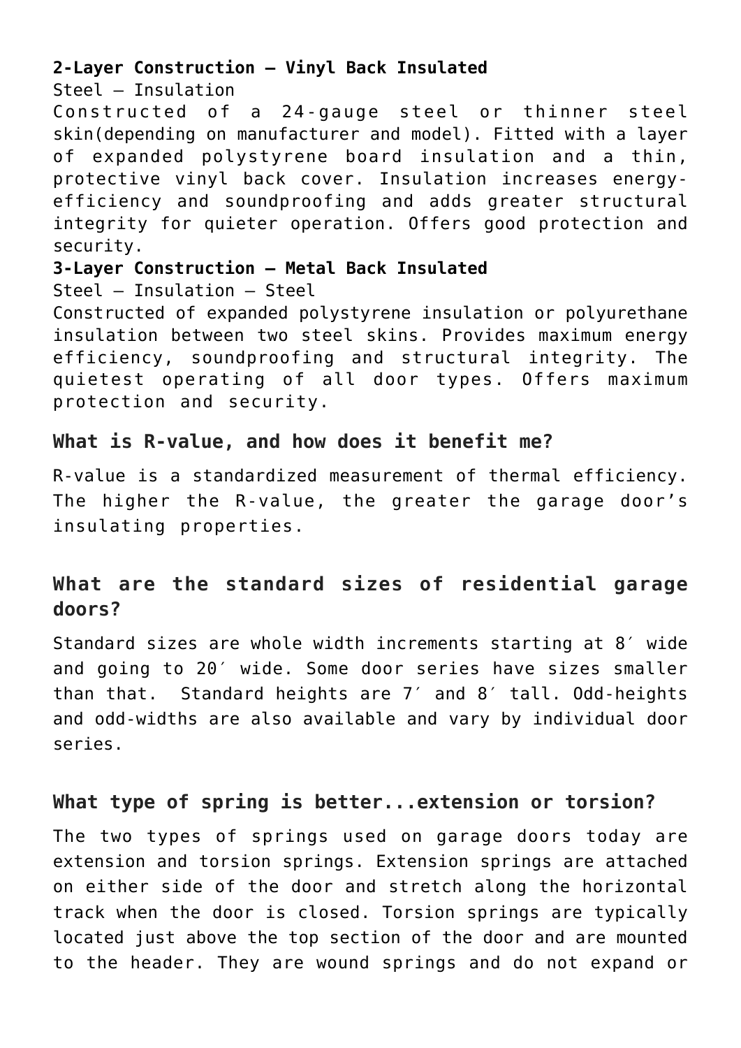**2-Layer Construction – Vinyl Back Insulated**

Steel – Insulation

Constructed of a 24-gauge steel or thinner steel skin(depending on manufacturer and model). Fitted with a layer of expanded polystyrene board insulation and a thin, protective vinyl back cover. Insulation increases energy-efficiency and soundproofing and adds greater structural integrity for quieter operation. Offers good protection and security.

**3-Layer Construction – Metal Back Insulated**

Steel – Insulation – Steel

Constructed of expanded polystyrene insulation or polyurethane insulation between two steel skins. Provides maximum energy efficiency, soundproofing and structural integrity. The quietest operating of all door types. Offers maximum protection and security.

### What is R-value, and how does it benefit me?

R-value is a standardized measurement of thermal efficiency. The higher the R-value, the greater the garage door's insulating properties.

### What are the standard sizes of residential garage doors?

Standard sizes are whole width increments starting at 8′ wide and going to 20′ wide. Some door series have sizes smaller than that. Standard heights are 7′ and 8′ tall. Odd-heights and odd-widths are also available and vary by individual door series.

### What type of spring is better...extension or torsion?

The two types of springs used on garage doors today are extension and torsion springs. Extension springs are attached on either side of the door and stretch along the horizontal track when the door is closed. Torsion springs are typically located just above the top section of the door and are mounted to the header. They are wound springs and do not expand or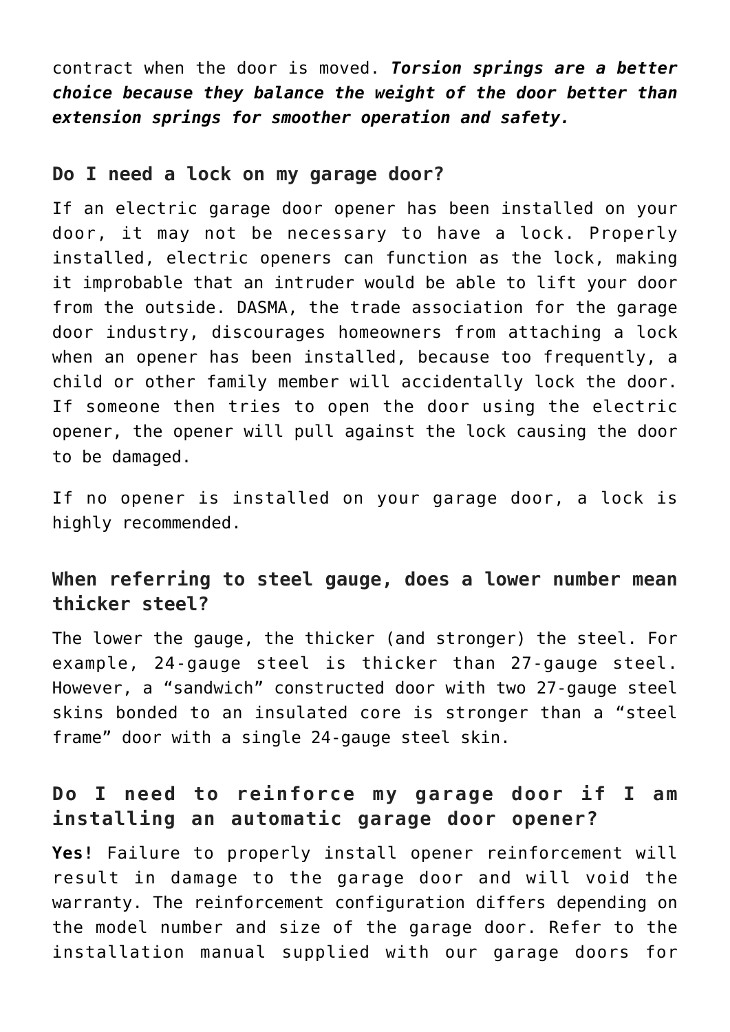contract when the door is moved. ***Torsion springs are a better choice because they balance the weight of the door better than extension springs for smoother operation and safety.***

### Do I need a lock on my garage door?

If an electric garage door opener has been installed on your door, it may not be necessary to have a lock. Properly installed, electric openers can function as the lock, making it improbable that an intruder would be able to lift your door from the outside. DASMA, the trade association for the garage door industry, discourages homeowners from attaching a lock when an opener has been installed, because too frequently, a child or other family member will accidentally lock the door. If someone then tries to open the door using the electric opener, the opener will pull against the lock causing the door to be damaged.

If no opener is installed on your garage door, a lock is highly recommended.

### When referring to steel gauge, does a lower number mean thicker steel?

The lower the gauge, the thicker (and stronger) the steel. For example, 24-gauge steel is thicker than 27-gauge steel. However, a “sandwich” constructed door with two 27-gauge steel skins bonded to an insulated core is stronger than a “steel frame” door with a single 24-gauge steel skin.

### Do I need to reinforce my garage door if I am installing an automatic garage door opener?

**Yes**! Failure to properly install opener reinforcement will result in damage to the garage door and will void the warranty. The reinforcement configuration differs depending on the model number and size of the garage door. Refer to the installation manual supplied with our garage doors for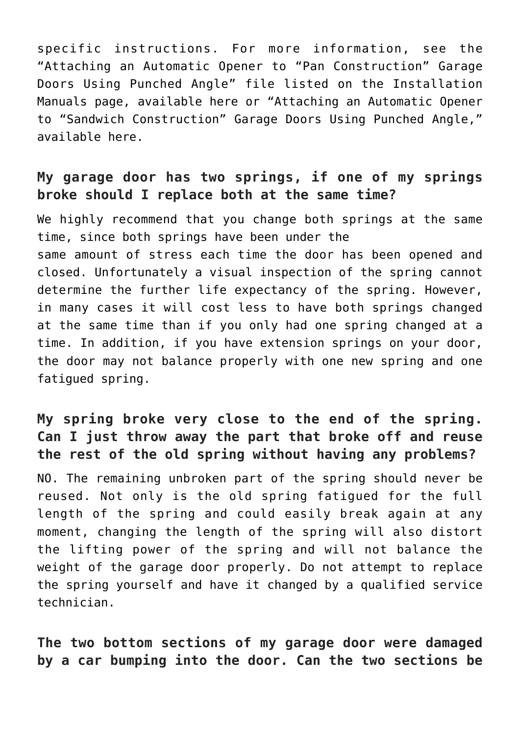specific instructions. For more information, see the "Attaching an Automatic Opener to "Pan Construction" Garage Doors Using Punched Angle" file listed on the Installation Manuals page, available here or "Attaching an Automatic Opener to "Sandwich Construction" Garage Doors Using Punched Angle," available here.

### My garage door has two springs, if one of my springs broke should I replace both at the same time?

We highly recommend that you change both springs at the same time, since both springs have been under the same amount of stress each time the door has been opened and closed. Unfortunately a visual inspection of the spring cannot determine the further life expectancy of the spring. However, in many cases it will cost less to have both springs changed at the same time than if you only had one spring changed at a time. In addition, if you have extension springs on your door, the door may not balance properly with one new spring and one fatigued spring.

### My spring broke very close to the end of the spring. Can I just throw away the part that broke off and reuse the rest of the old spring without having any problems?

NO. The remaining unbroken part of the spring should never be reused. Not only is the old spring fatigued for the full length of the spring and could easily break again at any moment, changing the length of the spring will also distort the lifting power of the spring and will not balance the weight of the garage door properly. Do not attempt to replace the spring yourself and have it changed by a qualified service technician.

### The two bottom sections of my garage door were damaged by a car bumping into the door. Can the two sections be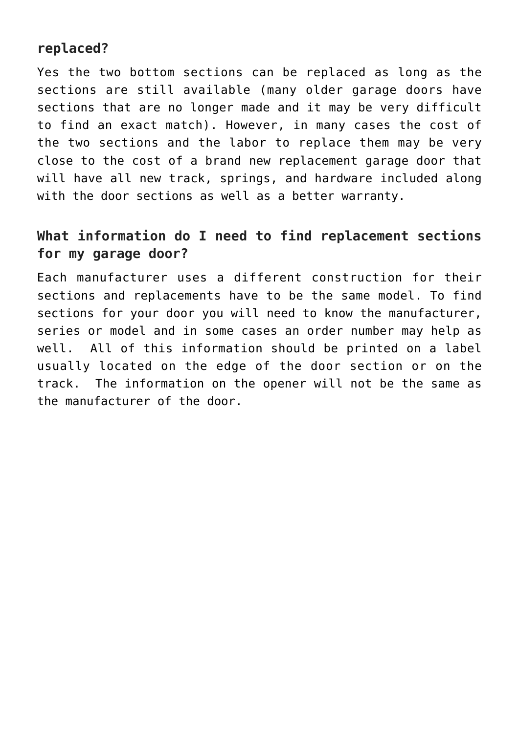### replaced?

Yes the two bottom sections can be replaced as long as the sections are still available (many older garage doors have sections that are no longer made and it may be very difficult to find an exact match). However, in many cases the cost of the two sections and the labor to replace them may be very close to the cost of a brand new replacement garage door that will have all new track, springs, and hardware included along with the door sections as well as a better warranty.

### What information do I need to find replacement sections for my garage door?

Each manufacturer uses a different construction for their sections and replacements have to be the same model. To find sections for your door you will need to know the manufacturer, series or model and in some cases an order number may help as well. All of this information should be printed on a label usually located on the edge of the door section or on the track. The information on the opener will not be the same as the manufacturer of the door.